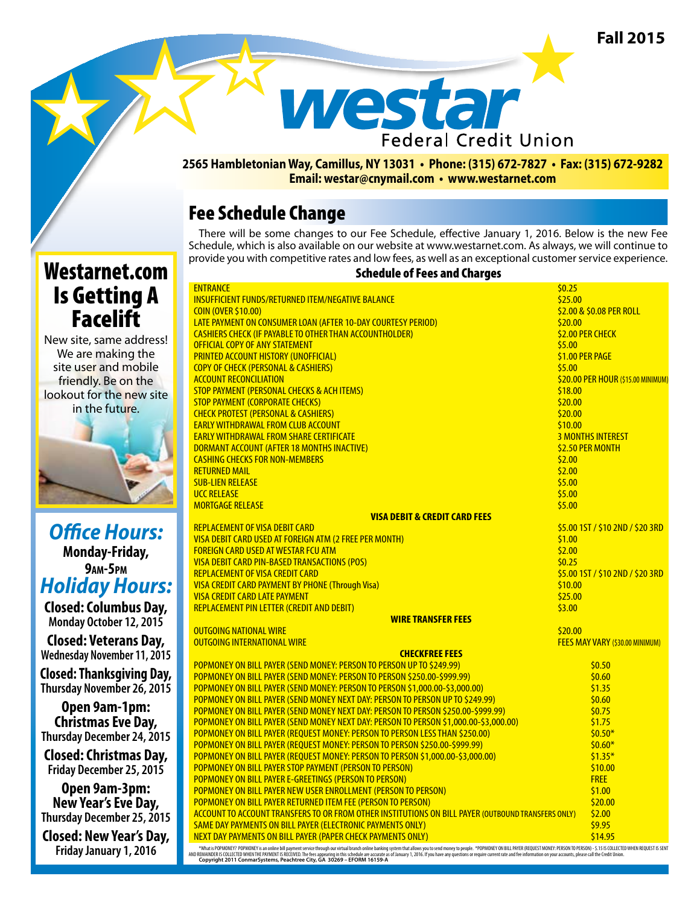Fall 2015

# westar Federal Credit Union

**2565 Hambletonian Way, Camillus, NY 13031 • Phone: (315) 672-7827 • Fax: (315) 672-9282**
**Email: westar@cnymail.com • www.westarnet.com**

## Fee Schedule Change

There will be some changes to our Fee Schedule, effective January 1, 2016. Below is the new Fee Schedule, which is also available on our website at www.westarnet.com. As always, we will continue to provide you with competitive rates and low fees, as well as an exceptional customer service experience.

### Schedule of Fees and Charges

| | |
|---|---|
| ENTRANCE | $0.25 |
| INSUFFICIENT FUNDS/RETURNED ITEM/NEGATIVE BALANCE | $25.00 |
| COIN (OVER $10.00) | $2.00 & $0.08 PER ROLL |
| LATE PAYMENT ON CONSUMER LOAN (AFTER 10-DAY COURTESY PERIOD) | $20.00 |
| CASHIERS CHECK (IF PAYABLE TO OTHER THAN ACCOUNTHOLDER) | $2.00 PER CHECK |
| OFFICIAL COPY OF ANY STATEMENT | $5.00 |
| PRINTED ACCOUNT HISTORY (UNOFFICIAL) | $1.00 PER PAGE |
| COPY OF CHECK (PERSONAL & CASHIERS) | $5.00 |
| ACCOUNT RECONCILIATION | $20.00 PER HOUR ($15.00 MINIMUM) |
| STOP PAYMENT (PERSONAL CHECKS & ACH ITEMS) | $18.00 |
| STOP PAYMENT (CORPORATE CHECKS) | $20.00 |
| CHECK PROTEST (PERSONAL & CASHIERS) | $20.00 |
| EARLY WITHDRAWAL FROM CLUB ACCOUNT | $10.00 |
| EARLY WITHDRAWAL FROM SHARE CERTIFICATE | 3 MONTHS INTEREST |
| DORMANT ACCOUNT (AFTER 18 MONTHS INACTIVE) | $2.50 PER MONTH |
| CASHING CHECKS FOR NON-MEMBERS | $2.00 |
| RETURNED MAIL | $2.00 |
| SUB-LIEN RELEASE | $5.00 |
| UCC RELEASE | $5.00 |
| MORTGAGE RELEASE | $5.00 |
| **VISA DEBIT & CREDIT CARD FEES** | |
| REPLACEMENT OF VISA DEBIT CARD | $5.00 1ST / $10 2ND / $20 3RD |
| VISA DEBIT CARD USED AT FOREIGN ATM (2 FREE PER MONTH) | $1.00 |
| FOREIGN CARD USED AT WESTAR FCU ATM | $2.00 |
| VISA DEBIT CARD PIN-BASED TRANSACTIONS (POS) | $0.25 |
| REPLACEMENT OF VISA CREDIT CARD | $5.00 1ST / $10 2ND / $20 3RD |
| VISA CREDIT CARD PAYMENT BY PHONE (Through Visa) | $10.00 |
| VISA CREDIT CARD LATE PAYMENT | $25.00 |
| REPLACEMENT PIN LETTER (CREDIT AND DEBIT) | $3.00 |
| **WIRE TRANSFER FEES** | |
| OUTGOING NATIONAL WIRE | $20.00 |
| OUTGOING INTERNATIONAL WIRE | FEES MAY VARY ($30.00 MINIMUM) |
| **CHECKFREE FEES** | |
| POPMONEY ON BILL PAYER (SEND MONEY: PERSON TO PERSON UP TO $249.99) | $0.50 |
| POPMONEY ON BILL PAYER (SEND MONEY: PERSON TO PERSON $250.00-$999.99) | $0.60 |
| POPMONEY ON BILL PAYER (SEND MONEY: PERSON TO PERSON $1,000.00-$3,000.00) | $1.35 |
| POPMONEY ON BILL PAYER (SEND MONEY NEXT DAY: PERSON TO PERSON UP TO $249.99) | $0.60 |
| POPMONEY ON BILL PAYER (SEND MONEY NEXT DAY: PERSON TO PERSON $250.00-$999.99) | $0.75 |
| POPMONEY ON BILL PAYER (SEND MONEY NEXT DAY: PERSON TO PERSON $1,000.00-$3,000.00) | $1.75 |
| POPMONEY ON BILL PAYER (REQUEST MONEY: PERSON TO PERSON LESS THAN $250.00) | $0.50* |
| POPMONEY ON BILL PAYER (REQUEST MONEY: PERSON TO PERSON $250.00-$999.99) | $0.60* |
| POPMONEY ON BILL PAYER (REQUEST MONEY: PERSON TO PERSON $1,000.00-$3,000.00) | $1.35* |
| POPMONEY ON BILL PAYER STOP PAYMENT (PERSON TO PERSON) | $10.00 |
| POPMONEY ON BILL PAYER E-GREETINGS (PERSON TO PERSON) | FREE |
| POPMONEY ON BILL PAYER NEW USER ENROLLMENT (PERSON TO PERSON) | $1.00 |
| POPMONEY ON BILL PAYER RETURNED ITEM FEE (PERSON TO PERSON) | $20.00 |
| ACCOUNT TO ACCOUNT TRANSFERS TO OR FROM OTHER INSTITUTIONS ON BILL PAYER (OUTBOUND TRANSFERS ONLY) | $2.00 |
| SAME DAY PAYMENTS ON BILL PAYER (ELECTRONIC PAYMENTS ONLY) | $9.95 |
| NEXT DAY PAYMENTS ON BILL PAYER (PAPER CHECK PAYMENTS ONLY) | $14.95 |

*What is POPMONEY? POPMONEY is an online bill payment service through our virtual branch online banking system that allows you to send money to people. *POPMONEY ON BILL PAYER (REQUEST MONEY: PERSON TO PERSON) - $.15 IS COLLECTED WHEN REQUEST IS SENT AND REMAINDER IS COLLECTED WHEN THE PAYMENT IS RECEIVED. The fees appearing in this schedule are accurate as of January 1, 2016. If you have any questions or require current rate and fee information on your accounts, please call the Credit Union.
Copyright 2011 ConmarSystems, Peachtree City, GA 30269 – EFORM 16159-A

## Westarnet.com Is Getting A Facelift

New site, same address! We are making the site user and mobile friendly. Be on the lookout for the new site in the future.

## *Office Hours:*

**Monday-Friday, 9AM-5PM**

## *Holiday Hours:*

**Closed: Columbus Day,**
Monday October 12, 2015

**Closed: Veterans Day,**
Wednesday November 11, 2015

**Closed: Thanksgiving Day,**
Thursday November 26, 2015

**Open 9am-1pm: Christmas Eve Day,**
Thursday December 24, 2015

**Closed: Christmas Day,**
Friday December 25, 2015

**Open 9am-3pm: New Year's Eve Day,**
Thursday December 25, 2015

**Closed: New Year's Day,**
Friday January 1, 2016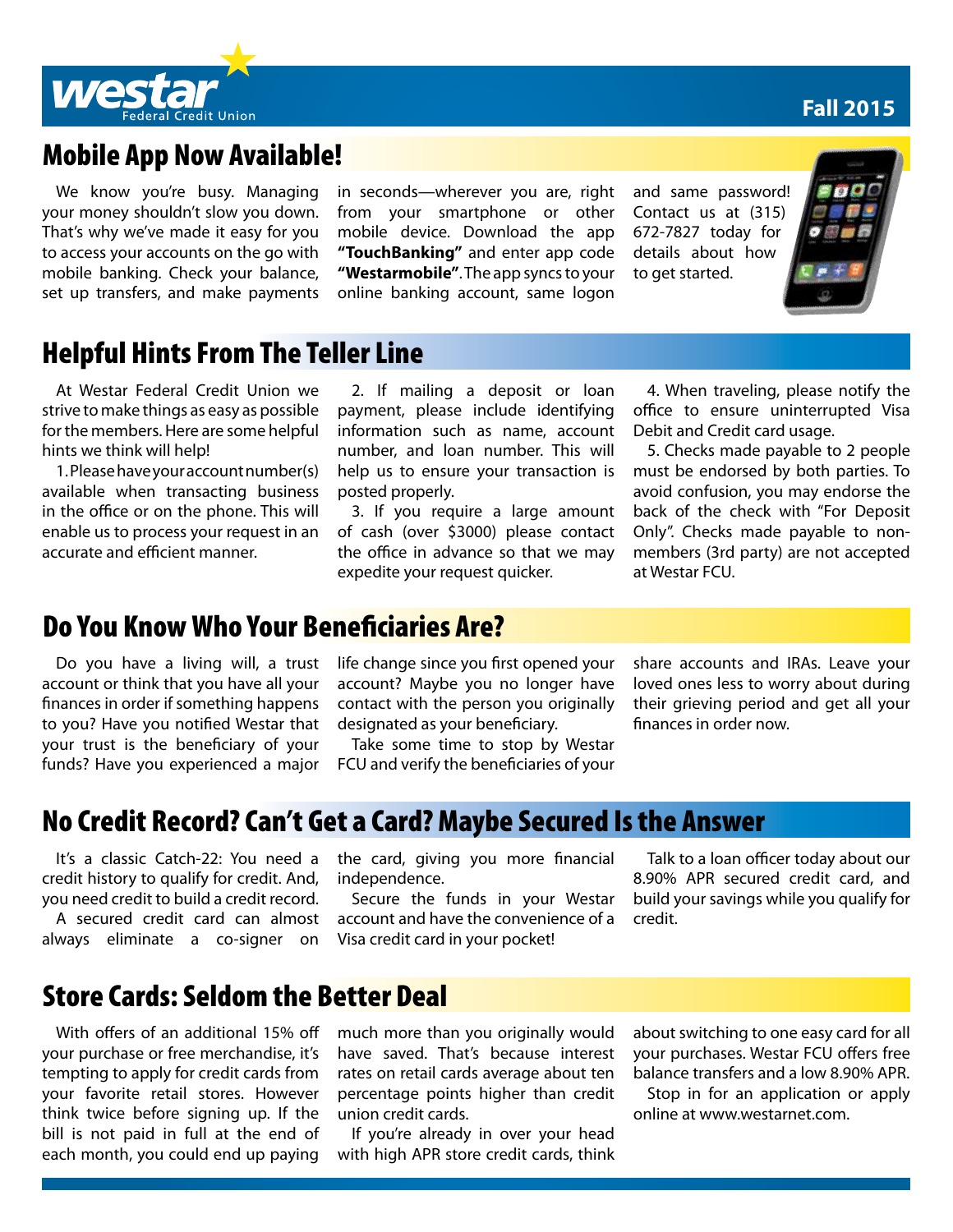westar Federal Credit Union

Fall 2015

## Mobile App Now Available!

We know you're busy. Managing your money shouldn't slow you down. That's why we've made it easy for you to access your accounts on the go with mobile banking. Check your balance, set up transfers, and make payments in seconds—wherever you are, right from your smartphone or other mobile device. Download the app **"TouchBanking"** and enter app code **"Westarmobile"**. The app syncs to your online banking account, same logon and same password! Contact us at (315) 672-7827 today for details about how to get started.

## Helpful Hints From The Teller Line

At Westar Federal Credit Union we strive to make things as easy as possible for the members. Here are some helpful hints we think will help!

1. Please have your account number(s) available when transacting business in the office or on the phone. This will enable us to process your request in an accurate and efficient manner.

2. If mailing a deposit or loan payment, please include identifying information such as name, account number, and loan number. This will help us to ensure your transaction is posted properly.

3. If you require a large amount of cash (over $3000) please contact the office in advance so that we may expedite your request quicker.

4. When traveling, please notify the office to ensure uninterrupted Visa Debit and Credit card usage.

5. Checks made payable to 2 people must be endorsed by both parties. To avoid confusion, you may endorse the back of the check with "For Deposit Only". Checks made payable to non-members (3rd party) are not accepted at Westar FCU.

## Do You Know Who Your Beneficiaries Are?

Do you have a living will, a trust account or think that you have all your finances in order if something happens to you? Have you notified Westar that your trust is the beneficiary of your funds? Have you experienced a major life change since you first opened your account? Maybe you no longer have contact with the person you originally designated as your beneficiary.

Take some time to stop by Westar FCU and verify the beneficiaries of your share accounts and IRAs. Leave your loved ones less to worry about during their grieving period and get all your finances in order now.

## No Credit Record? Can't Get a Card? Maybe Secured Is the Answer

It's a classic Catch-22: You need a credit history to qualify for credit. And, you need credit to build a credit record.

A secured credit card can almost always eliminate a co-signer on the card, giving you more financial independence.

Secure the funds in your Westar account and have the convenience of a Visa credit card in your pocket!

Talk to a loan officer today about our 8.90% APR secured credit card, and build your savings while you qualify for credit.

## Store Cards: Seldom the Better Deal

With offers of an additional 15% off your purchase or free merchandise, it's tempting to apply for credit cards from your favorite retail stores. However think twice before signing up. If the bill is not paid in full at the end of each month, you could end up paying much more than you originally would have saved. That's because interest rates on retail cards average about ten percentage points higher than credit union credit cards.

If you're already in over your head with high APR store credit cards, think about switching to one easy card for all your purchases. Westar FCU offers free balance transfers and a low 8.90% APR.

Stop in for an application or apply online at www.westarnet.com.